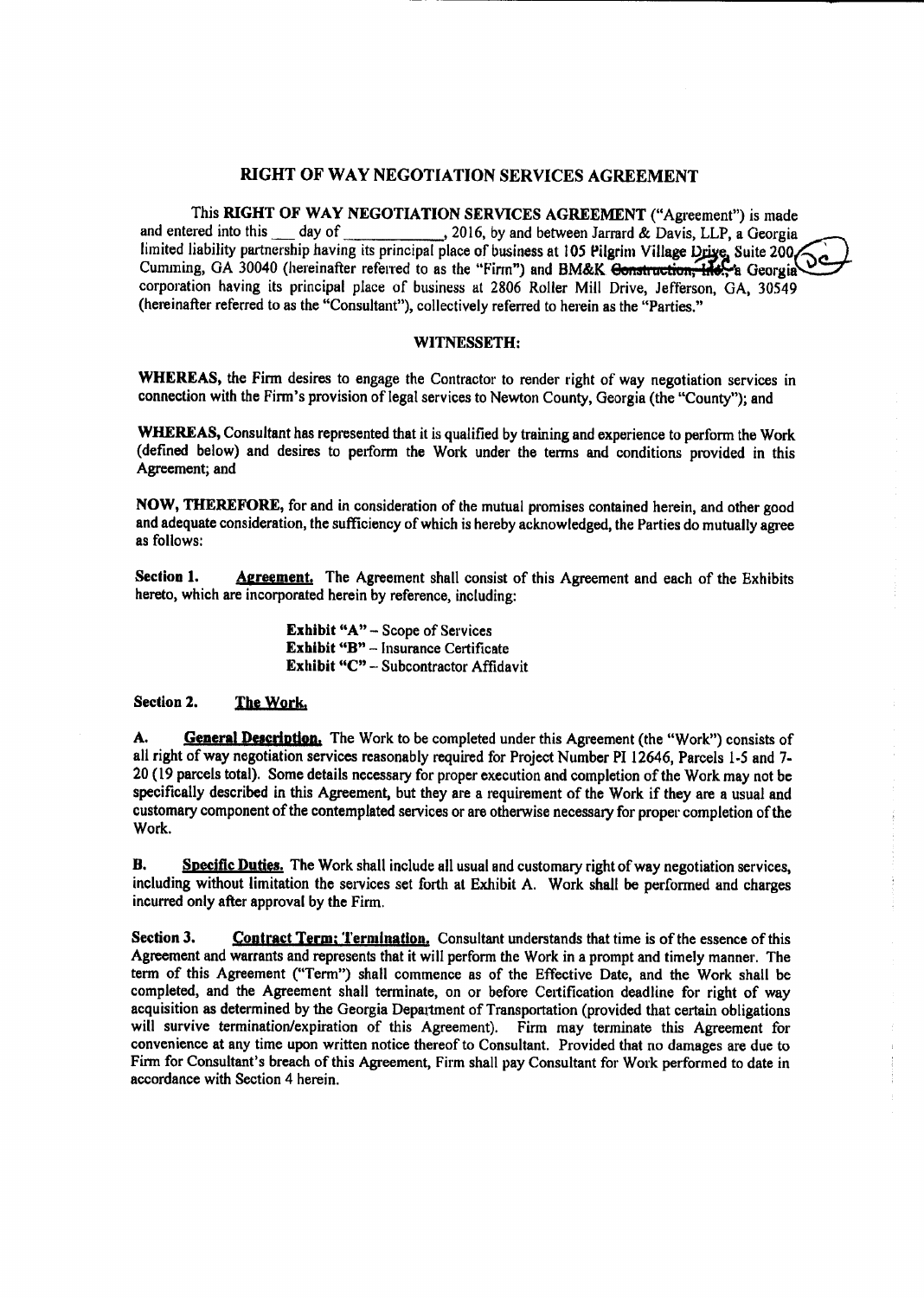# RIGHT OF WAY NEGOTIATION SERVICES AGREEMENT

This **RIGHT OF WAY NEGOTIATION SERVICES AGREEMENT** ("Agreement") is made and entered into this ___ day of ___________, 2016, by and between Jarrard & Davis, LLP, a Georgia limited liability partnership having its principal place of business at 105 Pilgrim Village Drive, Suite 200, Cumming, GA 30040 (hereinafter referred to as the "Firm") and BM&K ~~Construction, Inc.,~~ a Georgia corporation having its principal place of business at 2806 Roller Mill Drive, Jefferson, GA, 30549 (hereinafter referred to as the "Consultant"), collectively referred to herein as the "Parties."

## WITNESSETH:

**WHEREAS,** the Firm desires to engage the Contractor to render right of way negotiation services in connection with the Firm's provision of legal services to Newton County, Georgia (the "County"); and

**WHEREAS,** Consultant has represented that it is qualified by training and experience to perform the Work (defined below) and desires to perform the Work under the terms and conditions provided in this Agreement; and

**NOW, THEREFORE,** for and in consideration of the mutual promises contained herein, and other good and adequate consideration, the sufficiency of which is hereby acknowledged, the Parties do mutually agree as follows:

**Section 1.** **Agreement.** The Agreement shall consist of this Agreement and each of the Exhibits hereto, which are incorporated herein by reference, including:

- **Exhibit "A"** – Scope of Services
- **Exhibit "B"** – Insurance Certificate
- **Exhibit "C"** – Subcontractor Affidavit

**Section 2.** **The Work.**

**A.** **General Description.** The Work to be completed under this Agreement (the "Work") consists of all right of way negotiation services reasonably required for Project Number PI 12646, Parcels 1-5 and 7-20 (19 parcels total). Some details necessary for proper execution and completion of the Work may not be specifically described in this Agreement, but they are a requirement of the Work if they are a usual and customary component of the contemplated services or are otherwise necessary for proper completion of the Work.

**B.** **Specific Duties.** The Work shall include all usual and customary right of way negotiation services, including without limitation the services set forth at Exhibit A. Work shall be performed and charges incurred only after approval by the Firm.

**Section 3.** **Contract Term; Termination.** Consultant understands that time is of the essence of this Agreement and warrants and represents that it will perform the Work in a prompt and timely manner. The term of this Agreement ("Term") shall commence as of the Effective Date, and the Work shall be completed, and the Agreement shall terminate, on or before Certification deadline for right of way acquisition as determined by the Georgia Department of Transportation (provided that certain obligations will survive termination/expiration of this Agreement). Firm may terminate this Agreement for convenience at any time upon written notice thereof to Consultant. Provided that no damages are due to Firm for Consultant's breach of this Agreement, Firm shall pay Consultant for Work performed to date in accordance with Section 4 herein.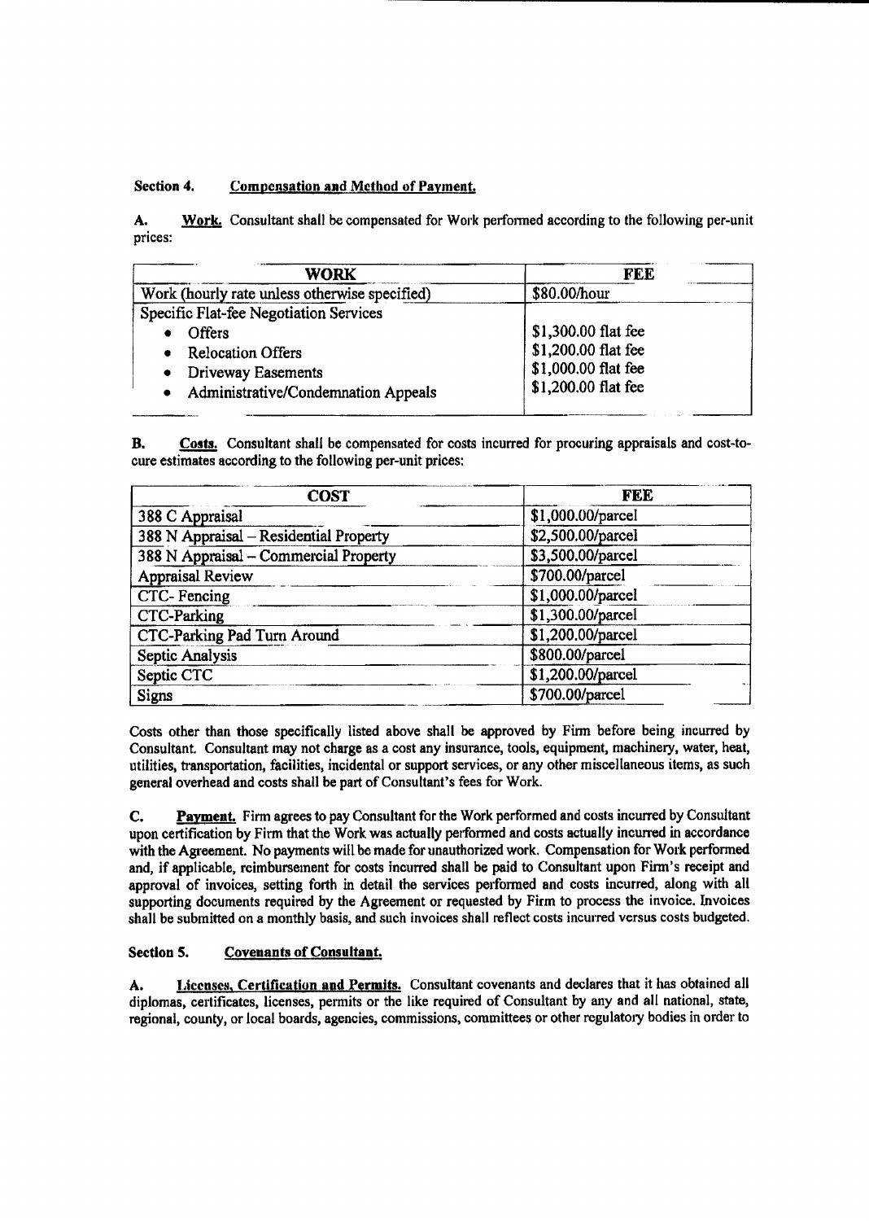**Section 4. Compensation and Method of Payment.**

**A. Work.** Consultant shall be compensated for Work performed according to the following per-unit prices:

| WORK | FEE |
|---|---|
| Work (hourly rate unless otherwise specified) | $80.00/hour |
| Specific Flat-fee Negotiation Services<br>• Offers<br>• Relocation Offers<br>• Driveway Easements<br>• Administrative/Condemnation Appeals | <br>$1,300.00 flat fee<br>$1,200.00 flat fee<br>$1,000.00 flat fee<br>$1,200.00 flat fee |

**B. Costs.** Consultant shall be compensated for costs incurred for procuring appraisals and cost-to-cure estimates according to the following per-unit prices:

| COST | FEE |
|---|---|
| 388 C Appraisal | $1,000.00/parcel |
| 388 N Appraisal – Residential Property | $2,500.00/parcel |
| 388 N Appraisal – Commercial Property | $3,500.00/parcel |
| Appraisal Review | $700.00/parcel |
| CTC- Fencing | $1,000.00/parcel |
| CTC-Parking | $1,300.00/parcel |
| CTC-Parking Pad Turn Around | $1,200.00/parcel |
| Septic Analysis | $800.00/parcel |
| Septic CTC | $1,200.00/parcel |
| Signs | $700.00/parcel |

Costs other than those specifically listed above shall be approved by Firm before being incurred by Consultant. Consultant may not charge as a cost any insurance, tools, equipment, machinery, water, heat, utilities, transportation, facilities, incidental or support services, or any other miscellaneous items, as such general overhead and costs shall be part of Consultant's fees for Work.

**C. Payment.** Firm agrees to pay Consultant for the Work performed and costs incurred by Consultant upon certification by Firm that the Work was actually performed and costs actually incurred in accordance with the Agreement. No payments will be made for unauthorized work. Compensation for Work performed and, if applicable, reimbursement for costs incurred shall be paid to Consultant upon Firm's receipt and approval of invoices, setting forth in detail the services performed and costs incurred, along with all supporting documents required by the Agreement or requested by Firm to process the invoice. Invoices shall be submitted on a monthly basis, and such invoices shall reflect costs incurred versus costs budgeted.

**Section 5. Covenants of Consultant.**

**A. Licenses, Certification and Permits.** Consultant covenants and declares that it has obtained all diplomas, certificates, licenses, permits or the like required of Consultant by any and all national, state, regional, county, or local boards, agencies, commissions, committees or other regulatory bodies in order to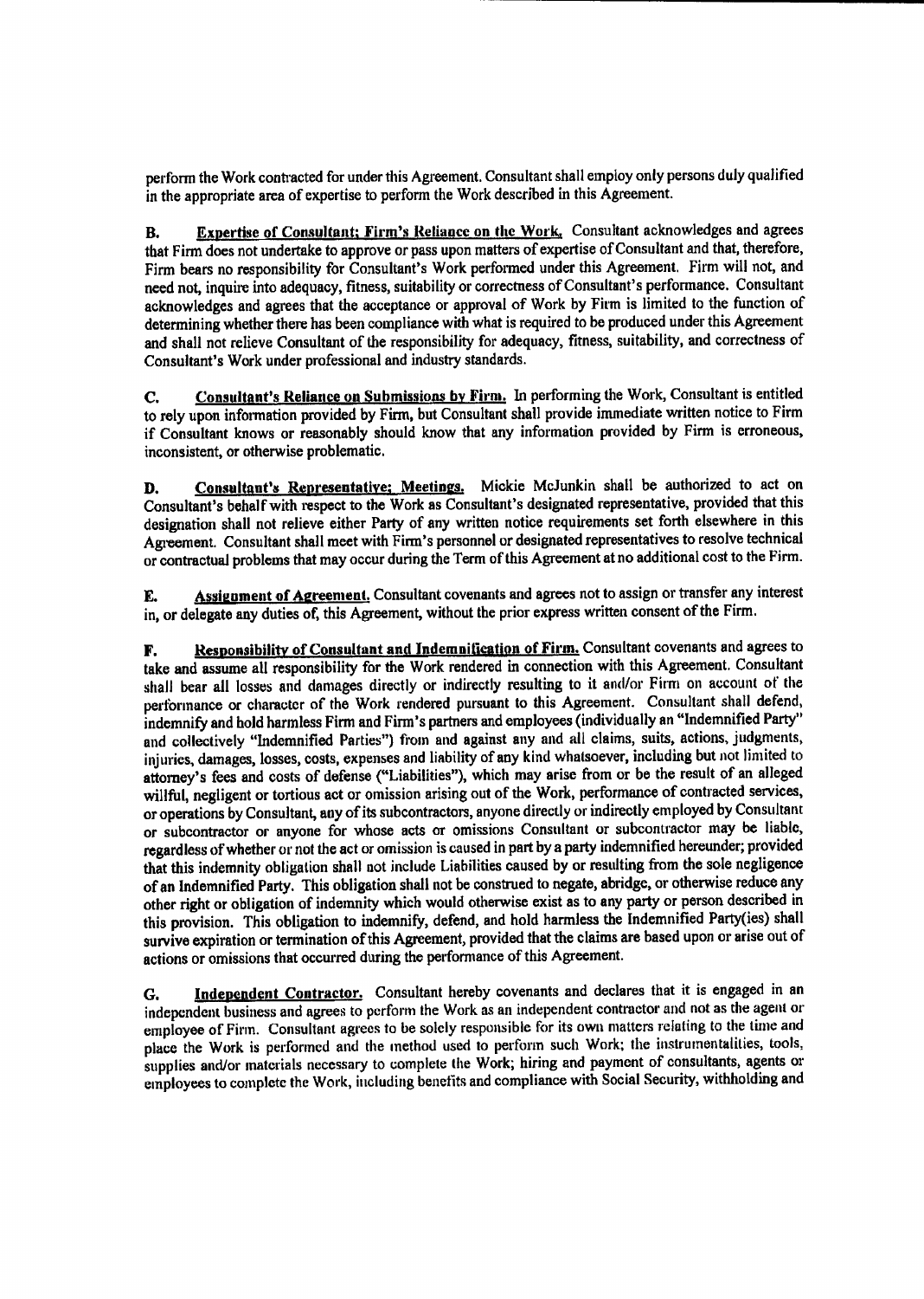perform the Work contracted for under this Agreement. Consultant shall employ only persons duly qualified in the appropriate area of expertise to perform the Work described in this Agreement.

**B. Expertise of Consultant; Firm's Reliance on the Work.** Consultant acknowledges and agrees that Firm does not undertake to approve or pass upon matters of expertise of Consultant and that, therefore, Firm bears no responsibility for Consultant's Work performed under this Agreement. Firm will not, and need not, inquire into adequacy, fitness, suitability or correctness of Consultant's performance. Consultant acknowledges and agrees that the acceptance or approval of Work by Firm is limited to the function of determining whether there has been compliance with what is required to be produced under this Agreement and shall not relieve Consultant of the responsibility for adequacy, fitness, suitability, and correctness of Consultant's Work under professional and industry standards.

**C. Consultant's Reliance on Submissions by Firm.** In performing the Work, Consultant is entitled to rely upon information provided by Firm, but Consultant shall provide immediate written notice to Firm if Consultant knows or reasonably should know that any information provided by Firm is erroneous, inconsistent, or otherwise problematic.

**D. Consultant's Representative; Meetings.** Mickie McJunkin shall be authorized to act on Consultant's behalf with respect to the Work as Consultant's designated representative, provided that this designation shall not relieve either Party of any written notice requirements set forth elsewhere in this Agreement. Consultant shall meet with Firm's personnel or designated representatives to resolve technical or contractual problems that may occur during the Term of this Agreement at no additional cost to the Firm.

**E. Assignment of Agreement.** Consultant covenants and agrees not to assign or transfer any interest in, or delegate any duties of, this Agreement, without the prior express written consent of the Firm.

**F. Responsibility of Consultant and Indemnification of Firm.** Consultant covenants and agrees to take and assume all responsibility for the Work rendered in connection with this Agreement. Consultant shall bear all losses and damages directly or indirectly resulting to it and/or Firm on account of the performance or character of the Work rendered pursuant to this Agreement. Consultant shall defend, indemnify and hold harmless Firm and Firm's partners and employees (individually an "Indemnified Party" and collectively "Indemnified Parties") from and against any and all claims, suits, actions, judgments, injuries, damages, losses, costs, expenses and liability of any kind whatsoever, including but not limited to attorney's fees and costs of defense ("Liabilities"), which may arise from or be the result of an alleged willful, negligent or tortious act or omission arising out of the Work, performance of contracted services, or operations by Consultant, any of its subcontractors, anyone directly or indirectly employed by Consultant or subcontractor or anyone for whose acts or omissions Consultant or subcontractor may be liable, regardless of whether or not the act or omission is caused in part by a party indemnified hereunder; provided that this indemnity obligation shall not include Liabilities caused by or resulting from the sole negligence of an Indemnified Party. This obligation shall not be construed to negate, abridge, or otherwise reduce any other right or obligation of indemnity which would otherwise exist as to any party or person described in this provision. This obligation to indemnify, defend, and hold harmless the Indemnified Party(ies) shall survive expiration or termination of this Agreement, provided that the claims are based upon or arise out of actions or omissions that occurred during the performance of this Agreement.

**G. Independent Contractor.** Consultant hereby covenants and declares that it is engaged in an independent business and agrees to perform the Work as an independent contractor and not as the agent or employee of Firm. Consultant agrees to be solely responsible for its own matters relating to the time and place the Work is performed and the method used to perform such Work; the instrumentalities, tools, supplies and/or materials necessary to complete the Work; hiring and payment of consultants, agents or employees to complete the Work, including benefits and compliance with Social Security, withholding and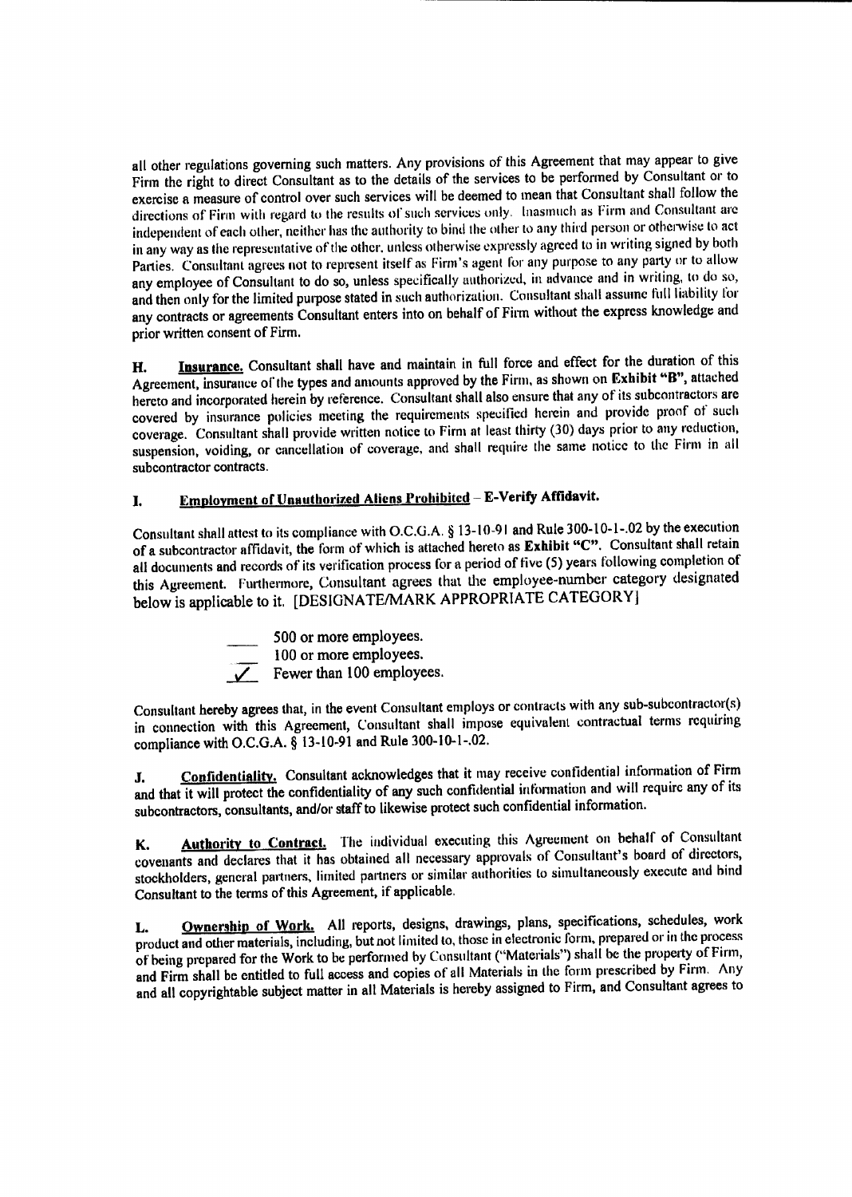all other regulations governing such matters. Any provisions of this Agreement that may appear to give Firm the right to direct Consultant as to the details of the services to be performed by Consultant or to exercise a measure of control over such services will be deemed to mean that Consultant shall follow the directions of Firm with regard to the results of such services only. Inasmuch as Firm and Consultant are independent of each other, neither has the authority to bind the other to any third person or otherwise to act in any way as the representative of the other, unless otherwise expressly agreed to in writing signed by both Parties. Consultant agrees not to represent itself as Firm's agent for any purpose to any party or to allow any employee of Consultant to do so, unless specifically authorized, in advance and in writing, to do so, and then only for the limited purpose stated in such authorization. Consultant shall assume full liability for any contracts or agreements Consultant enters into on behalf of Firm without the express knowledge and prior written consent of Firm.

**H. <u>Insurance.</u>** Consultant shall have and maintain in full force and effect for the duration of this Agreement, insurance of the types and amounts approved by the Firm, as shown on **Exhibit "B"**, attached hereto and incorporated herein by reference. Consultant shall also ensure that any of its subcontractors are covered by insurance policies meeting the requirements specified herein and provide proof of such coverage. Consultant shall provide written notice to Firm at least thirty (30) days prior to any reduction, suspension, voiding, or cancellation of coverage, and shall require the same notice to the Firm in all subcontractor contracts.

**I. <u>Employment of Unauthorized Aliens Prohibited</u> – E-Verify Affidavit.**

Consultant shall attest to its compliance with O.C.G.A. § 13-10-91 and Rule 300-10-1-.02 by the execution of a subcontractor affidavit, the form of which is attached hereto as **Exhibit "C"**. Consultant shall retain all documents and records of its verification process for a period of five (5) years following completion of this Agreement. Furthermore, Consultant agrees that the employee-number category designated below is applicable to it. [DESIGNATE/MARK APPROPRIATE CATEGORY]

- \_\_\_\_ 500 or more employees.
- \_\_\_\_ 100 or more employees.
- \_✓\_ Fewer than 100 employees.

Consultant hereby agrees that, in the event Consultant employs or contracts with any sub-subcontractor(s) in connection with this Agreement, Consultant shall impose equivalent contractual terms requiring compliance with O.C.G.A. § 13-10-91 and Rule 300-10-1-.02.

**J. <u>Confidentiality.</u>** Consultant acknowledges that it may receive confidential information of Firm and that it will protect the confidentiality of any such confidential information and will require any of its subcontractors, consultants, and/or staff to likewise protect such confidential information.

**K. <u>Authority to Contract.</u>** The individual executing this Agreement on behalf of Consultant covenants and declares that it has obtained all necessary approvals of Consultant's board of directors, stockholders, general partners, limited partners or similar authorities to simultaneously execute and bind Consultant to the terms of this Agreement, if applicable.

**L. <u>Ownership of Work.</u>** All reports, designs, drawings, plans, specifications, schedules, work product and other materials, including, but not limited to, those in electronic form, prepared or in the process of being prepared for the Work to be performed by Consultant ("Materials") shall be the property of Firm, and Firm shall be entitled to full access and copies of all Materials in the form prescribed by Firm. Any and all copyrightable subject matter in all Materials is hereby assigned to Firm, and Consultant agrees to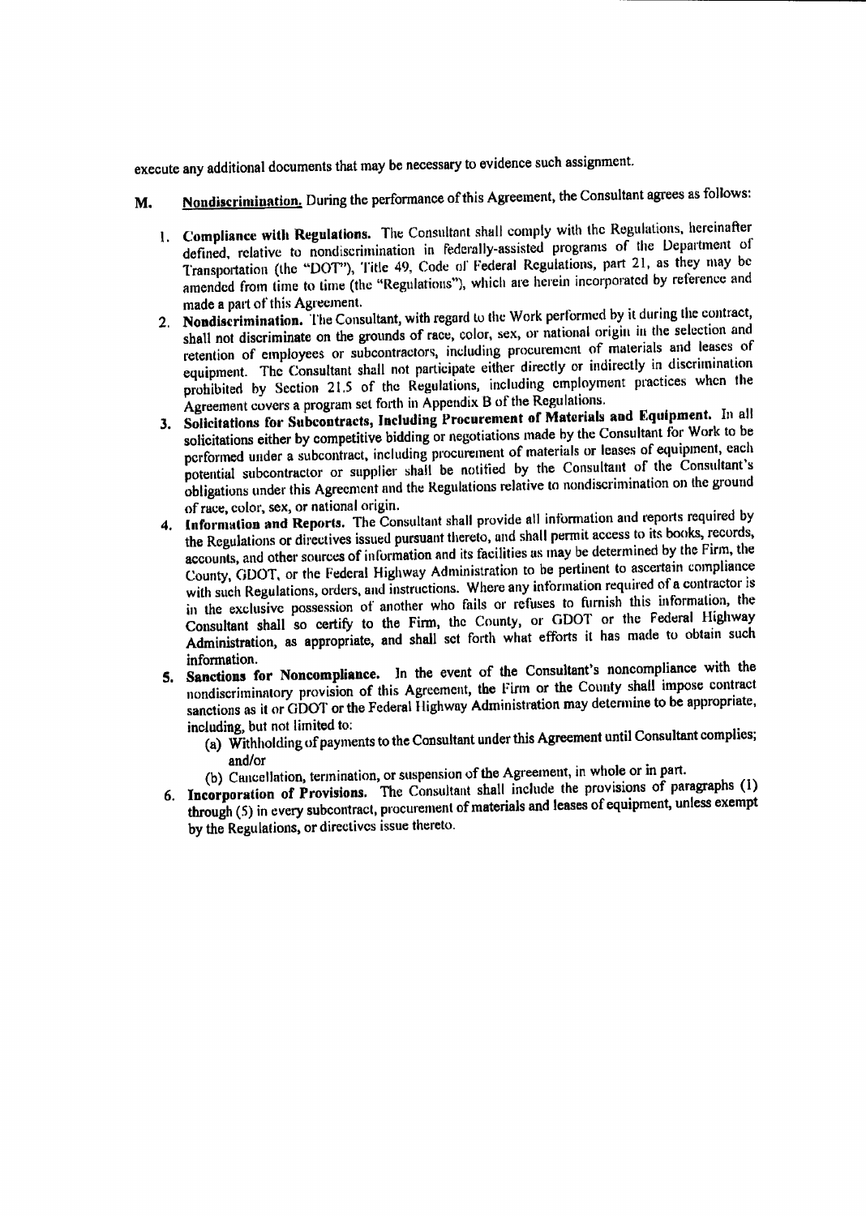execute any additional documents that may be necessary to evidence such assignment.

**M. Nondiscrimination.** During the performance of this Agreement, the Consultant agrees as follows:

1. **Compliance with Regulations.** The Consultant shall comply with the Regulations, hereinafter defined, relative to nondiscrimination in federally-assisted programs of the Department of Transportation (the "DOT"), Title 49, Code of Federal Regulations, part 21, as they may be amended from time to time (the "Regulations"), which are herein incorporated by reference and made a part of this Agreement.
2. **Nondiscrimination.** The Consultant, with regard to the Work performed by it during the contract, shall not discriminate on the grounds of race, color, sex, or national origin in the selection and retention of employees or subcontractors, including procurement of materials and leases of equipment. The Consultant shall not participate either directly or indirectly in discrimination prohibited by Section 21.5 of the Regulations, including employment practices when the Agreement covers a program set forth in Appendix B of the Regulations.
3. **Solicitations for Subcontracts, Including Procurement of Materials and Equipment.** In all solicitations either by competitive bidding or negotiations made by the Consultant for Work to be performed under a subcontract, including procurement of materials or leases of equipment, each potential subcontractor or supplier shall be notified by the Consultant of the Consultant's obligations under this Agreement and the Regulations relative to nondiscrimination on the ground of race, color, sex, or national origin.
4. **Information and Reports.** The Consultant shall provide all information and reports required by the Regulations or directives issued pursuant thereto, and shall permit access to its books, records, accounts, and other sources of information and its facilities as may be determined by the Firm, the County, GDOT, or the Federal Highway Administration to be pertinent to ascertain compliance with such Regulations, orders, and instructions. Where any information required of a contractor is in the exclusive possession of another who fails or refuses to furnish this information, the Consultant shall so certify to the Firm, the County, or GDOT or the Federal Highway Administration, as appropriate, and shall set forth what efforts it has made to obtain such information.
5. **Sanctions for Noncompliance.** In the event of the Consultant's noncompliance with the nondiscriminatory provision of this Agreement, the Firm or the County shall impose contract sanctions as it or GDOT or the Federal Highway Administration may determine to be appropriate, including, but not limited to:
   - (a) Withholding of payments to the Consultant under this Agreement until Consultant complies; and/or
   - (b) Cancellation, termination, or suspension of the Agreement, in whole or in part.
6. **Incorporation of Provisions.** The Consultant shall include the provisions of paragraphs (1) through (5) in every subcontract, procurement of materials and leases of equipment, unless exempt by the Regulations, or directives issue thereto.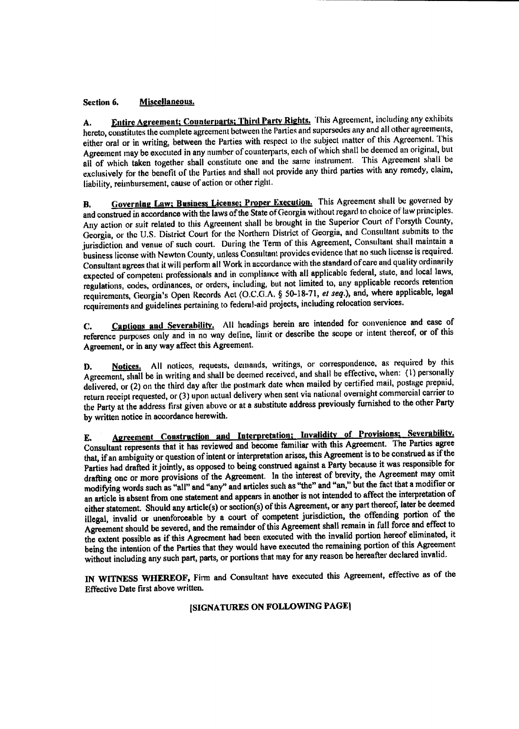## Section 6. Miscellaneous.

**A. Entire Agreement; Counterparts; Third Party Rights.** This Agreement, including any exhibits hereto, constitutes the complete agreement between the Parties and supersedes any and all other agreements, either oral or in writing, between the Parties with respect to the subject matter of this Agreement. This Agreement may be executed in any number of counterparts, each of which shall be deemed an original, but all of which taken together shall constitute one and the same instrument. This Agreement shall be exclusively for the benefit of the Parties and shall not provide any third parties with any remedy, claim, liability, reimbursement, cause of action or other right.

**B. Governing Law; Business License; Proper Execution.** This Agreement shall be governed by and construed in accordance with the laws of the State of Georgia without regard to choice of law principles. Any action or suit related to this Agreement shall be brought in the Superior Court of Forsyth County, Georgia, or the U.S. District Court for the Northern District of Georgia, and Consultant submits to the jurisdiction and venue of such court. During the Term of this Agreement, Consultant shall maintain a business license with Newton County, unless Consultant provides evidence that no such license is required. Consultant agrees that it will perform all Work in accordance with the standard of care and quality ordinarily expected of competent professionals and in compliance with all applicable federal, state, and local laws, regulations, codes, ordinances, or orders, including, but not limited to, any applicable records retention requirements, Georgia's Open Records Act (O.C.G.A. § 50-18-71, *et seq.*), and, where applicable, legal requirements and guidelines pertaining to federal-aid projects, including relocation services.

**C. Captions and Severability.** All headings herein are intended for convenience and ease of reference purposes only and in no way define, limit or describe the scope or intent thereof, or of this Agreement, or in any way affect this Agreement.

**D. Notices.** All notices, requests, demands, writings, or correspondence, as required by this Agreement, shall be in writing and shall be deemed received, and shall be effective, when: (1) personally delivered, or (2) on the third day after the postmark date when mailed by certified mail, postage prepaid, return receipt requested, or (3) upon actual delivery when sent via national overnight commercial carrier to the Party at the address first given above or at a substitute address previously furnished to the other Party by written notice in accordance herewith.

**E. Agreement Construction and Interpretation; Invalidity of Provisions; Severability.** Consultant represents that it has reviewed and become familiar with this Agreement. The Parties agree that, if an ambiguity or question of intent or interpretation arises, this Agreement is to be construed as if the Parties had drafted it jointly, as opposed to being construed against a Party because it was responsible for drafting one or more provisions of the Agreement. In the interest of brevity, the Agreement may omit modifying words such as "all" and "any" and articles such as "the" and "an," but the fact that a modifier or an article is absent from one statement and appears in another is not intended to affect the interpretation of either statement. Should any article(s) or section(s) of this Agreement, or any part thereof, later be deemed illegal, invalid or unenforceable by a court of competent jurisdiction, the offending portion of the Agreement should be severed, and the remainder of this Agreement shall remain in full force and effect to the extent possible as if this Agreement had been executed with the invalid portion hereof eliminated, it being the intention of the Parties that they would have executed the remaining portion of this Agreement without including any such part, parts, or portions that may for any reason be hereafter declared invalid.

**IN WITNESS WHEREOF,** Firm and Consultant have executed this Agreement, effective as of the Effective Date first above written.

**[SIGNATURES ON FOLLOWING PAGE]**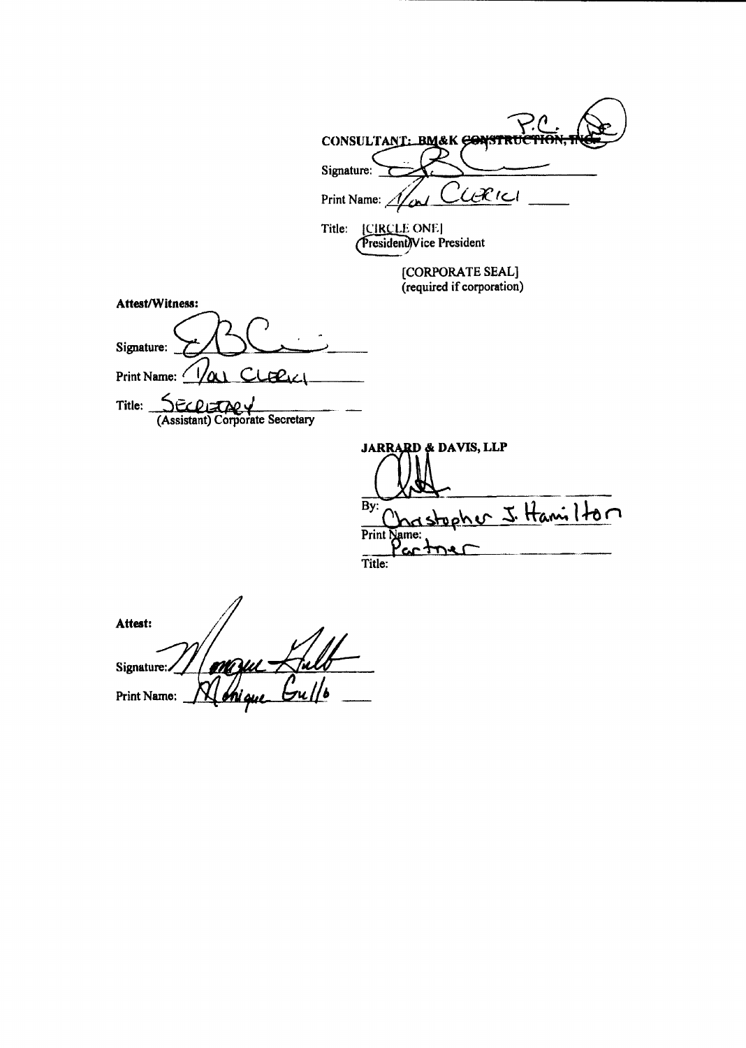**CONSULTANT: BM&K ~~CONSTRUCTION, INC.~~** P.C.

Signature: _______________

Print Name: Val Clerici

Title: [CIRCLE ONE]
President/Vice President

[CORPORATE SEAL]
(required if corporation)

**Attest/Witness:**

Signature: _______________

Print Name: Val Clerici

Title: Secretary
(Assistant) Corporate Secretary

**JARRARD & DAVIS, LLP**

By: _______________

Print Name: Christopher J. Hamilton

Title: Partner

**Attest:**

Signature: _______________

Print Name: Monique Gullo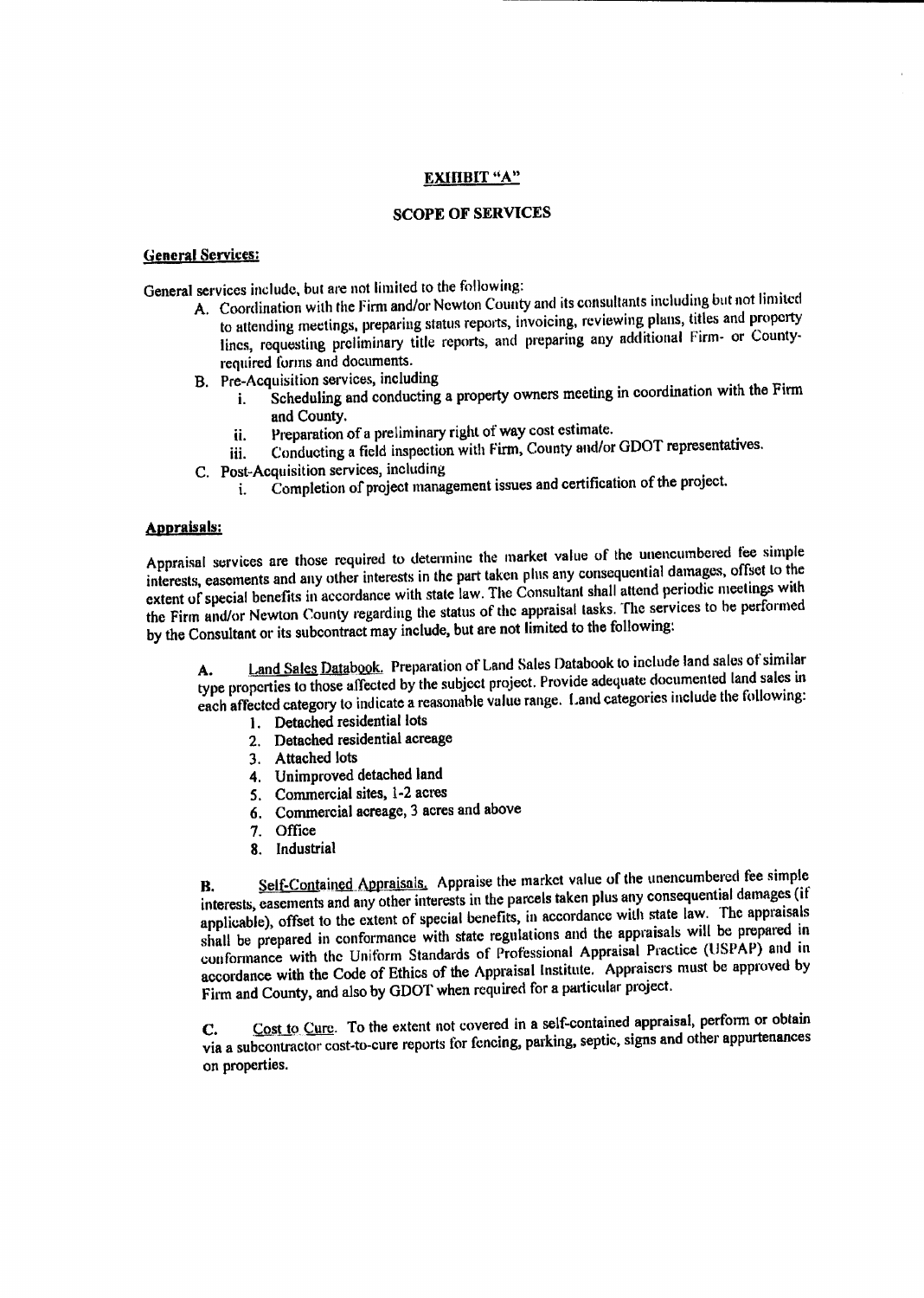## EXHIBIT "A"

## SCOPE OF SERVICES

**General Services:**

General services include, but are not limited to the following:

A. Coordination with the Firm and/or Newton County and its consultants including but not limited to attending meetings, preparing status reports, invoicing, reviewing plans, titles and property lines, requesting preliminary title reports, and preparing any additional Firm- or County-required forms and documents.

B. Pre-Acquisition services, including
   i. Scheduling and conducting a property owners meeting in coordination with the Firm and County.
   ii. Preparation of a preliminary right of way cost estimate.
   iii. Conducting a field inspection with Firm, County and/or GDOT representatives.

C. Post-Acquisition services, including
   i. Completion of project management issues and certification of the project.

**Appraisals:**

Appraisal services are those required to determine the market value of the unencumbered fee simple interests, easements and any other interests in the part taken plus any consequential damages, offset to the extent of special benefits in accordance with state law. The Consultant shall attend periodic meetings with the Firm and/or Newton County regarding the status of the appraisal tasks. The services to be performed by the Consultant or its subcontract may include, but are not limited to the following:

A. Land Sales Databook. Preparation of Land Sales Databook to include land sales of similar type properties to those affected by the subject project. Provide adequate documented land sales in each affected category to indicate a reasonable value range. Land categories include the following:

1. Detached residential lots
2. Detached residential acreage
3. Attached lots
4. Unimproved detached land
5. Commercial sites, 1-2 acres
6. Commercial acreage, 3 acres and above
7. Office
8. Industrial

B. Self-Contained Appraisals. Appraise the market value of the unencumbered fee simple interests, easements and any other interests in the parcels taken plus any consequential damages (if applicable), offset to the extent of special benefits, in accordance with state law. The appraisals shall be prepared in conformance with state regulations and the appraisals will be prepared in conformance with the Uniform Standards of Professional Appraisal Practice (USPAP) and in accordance with the Code of Ethics of the Appraisal Institute. Appraisers must be approved by Firm and County, and also by GDOT when required for a particular project.

C. Cost to Cure. To the extent not covered in a self-contained appraisal, perform or obtain via a subcontractor cost-to-cure reports for fencing, parking, septic, signs and other appurtenances on properties.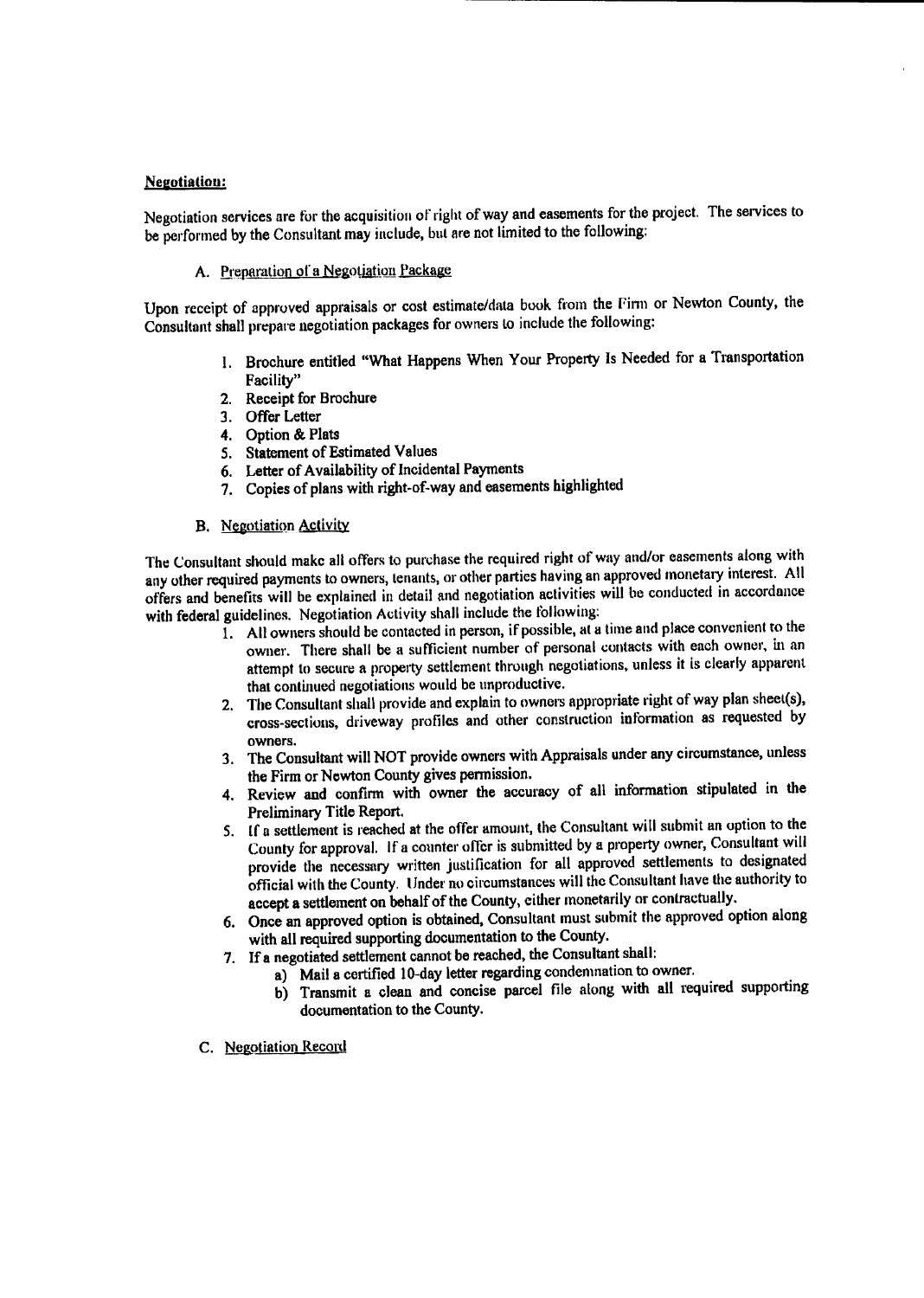**Negotiation:**

Negotiation services are for the acquisition of right of way and easements for the project. The services to be performed by the Consultant may include, but are not limited to the following:

A. Preparation of a Negotiation Package

Upon receipt of approved appraisals or cost estimate/data book from the Firm or Newton County, the Consultant shall prepare negotiation packages for owners to include the following:

1. Brochure entitled "What Happens When Your Property Is Needed for a Transportation Facility"
2. Receipt for Brochure
3. Offer Letter
4. Option & Plats
5. Statement of Estimated Values
6. Letter of Availability of Incidental Payments
7. Copies of plans with right-of-way and easements highlighted

B. Negotiation Activity

The Consultant should make all offers to purchase the required right of way and/or easements along with any other required payments to owners, tenants, or other parties having an approved monetary interest. All offers and benefits will be explained in detail and negotiation activities will be conducted in accordance with federal guidelines. Negotiation Activity shall include the following:

1. All owners should be contacted in person, if possible, at a time and place convenient to the owner. There shall be a sufficient number of personal contacts with each owner, in an attempt to secure a property settlement through negotiations, unless it is clearly apparent that continued negotiations would be unproductive.
2. The Consultant shall provide and explain to owners appropriate right of way plan sheet(s), cross-sections, driveway profiles and other construction information as requested by owners.
3. The Consultant will NOT provide owners with Appraisals under any circumstance, unless the Firm or Newton County gives permission.
4. Review and confirm with owner the accuracy of all information stipulated in the Preliminary Title Report.
5. If a settlement is reached at the offer amount, the Consultant will submit an option to the County for approval. If a counter offer is submitted by a property owner, Consultant will provide the necessary written justification for all approved settlements to designated official with the County. Under no circumstances will the Consultant have the authority to accept a settlement on behalf of the County, either monetarily or contractually.
6. Once an approved option is obtained, Consultant must submit the approved option along with all required supporting documentation to the County.
7. If a negotiated settlement cannot be reached, the Consultant shall:
   a) Mail a certified 10-day letter regarding condemnation to owner.
   b) Transmit a clean and concise parcel file along with all required supporting documentation to the County.

C. Negotiation Record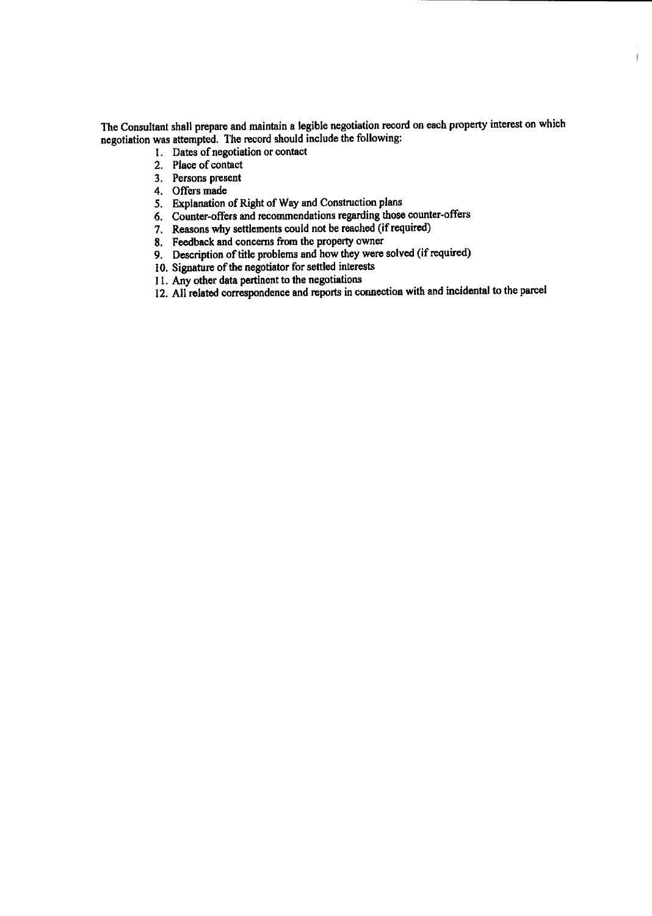The Consultant shall prepare and maintain a legible negotiation record on each property interest on which negotiation was attempted. The record should include the following:

1. Dates of negotiation or contact
2. Place of contact
3. Persons present
4. Offers made
5. Explanation of Right of Way and Construction plans
6. Counter-offers and recommendations regarding those counter-offers
7. Reasons why settlements could not be reached (if required)
8. Feedback and concerns from the property owner
9. Description of title problems and how they were solved (if required)
10. Signature of the negotiator for settled interests
11. Any other data pertinent to the negotiations
12. All related correspondence and reports in connection with and incidental to the parcel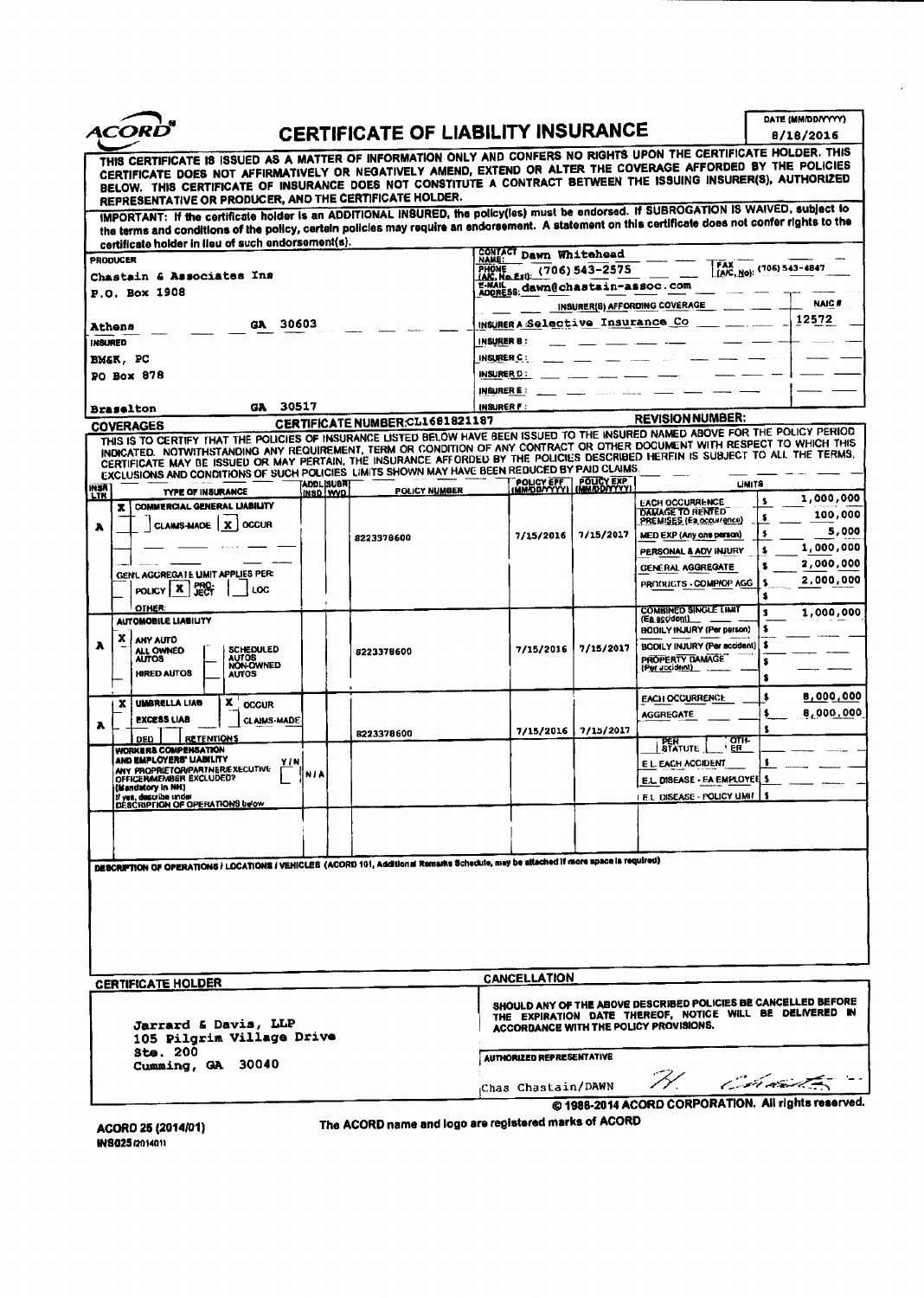# ACORD® CERTIFICATE OF LIABILITY INSURANCE

DATE (MM/DD/YYYY): 8/18/2016

THIS CERTIFICATE IS ISSUED AS A MATTER OF INFORMATION ONLY AND CONFERS NO RIGHTS UPON THE CERTIFICATE HOLDER. THIS CERTIFICATE DOES NOT AFFIRMATIVELY OR NEGATIVELY AMEND, EXTEND OR ALTER THE COVERAGE AFFORDED BY THE POLICIES BELOW. THIS CERTIFICATE OF INSURANCE DOES NOT CONSTITUTE A CONTRACT BETWEEN THE ISSUING INSURER(S), AUTHORIZED REPRESENTATIVE OR PRODUCER, AND THE CERTIFICATE HOLDER.

IMPORTANT: If the certificate holder is an ADDITIONAL INSURED, the policy(ies) must be endorsed. If SUBROGATION IS WAIVED, subject to the terms and conditions of the policy, certain policies may require an endorsement. A statement on this certificate does not confer rights to the certificate holder in lieu of such endorsement(s).

| PRODUCER | CONTACT NAME: Dawn Whitehead | |
|---|---|---|
| Chastain & Associates Ins | PHONE (A/C, No, Ext): (706) 543-2575 | FAX (A/C, No): (706) 543-4847 |
| P.O. Box 1908 | E-MAIL ADDRESS: dawn@chastain-assoc.com | |
| Athens GA 30603 | **INSURER(S) AFFORDING COVERAGE** | **NAIC #** |
| | INSURER A: Selective Insurance Co | 12572 |
| **INSURED** | INSURER B: | |
| BM&K, PC | INSURER C: | |
| PO Box 878 | INSURER D: | |
| | INSURER E: | |
| Braselton GA 30517 | INSURER F: | |

**COVERAGES** CERTIFICATE NUMBER: CL1681821187 REVISION NUMBER:

THIS IS TO CERTIFY THAT THE POLICIES OF INSURANCE LISTED BELOW HAVE BEEN ISSUED TO THE INSURED NAMED ABOVE FOR THE POLICY PERIOD INDICATED. NOTWITHSTANDING ANY REQUIREMENT, TERM OR CONDITION OF ANY CONTRACT OR OTHER DOCUMENT WITH RESPECT TO WHICH THIS CERTIFICATE MAY BE ISSUED OR MAY PERTAIN, THE INSURANCE AFFORDED BY THE POLICIES DESCRIBED HEREIN IS SUBJECT TO ALL THE TERMS, EXCLUSIONS AND CONDITIONS OF SUCH POLICIES. LIMITS SHOWN MAY HAVE BEEN REDUCED BY PAID CLAIMS.

| INSR LTR | TYPE OF INSURANCE | ADDL INSD | SUBR WVD | POLICY NUMBER | POLICY EFF (MM/DD/YYYY) | POLICY EXP (MM/DD/YYYY) | LIMITS | |
|---|---|---|---|---|---|---|---|---|
| A | X COMMERCIAL GENERAL LIABILITY; CLAIMS-MADE [ ] OCCUR [X]; GEN'L AGGREGATE LIMIT APPLIES PER: POLICY [X] PRO-JECT [ ] LOC [ ]; OTHER: | | | 8223378600 | 7/15/2016 | 7/15/2017 | EACH OCCURRENCE | $ 1,000,000 |
| | | | | | | | DAMAGE TO RENTED PREMISES (Ea occurrence) | $ 100,000 |
| | | | | | | | MED EXP (Any one person) | $ 5,000 |
| | | | | | | | PERSONAL & ADV INJURY | $ 1,000,000 |
| | | | | | | | GENERAL AGGREGATE | $ 2,000,000 |
| | | | | | | | PRODUCTS - COMP/OP AGG | $ 2,000,000 |
| A | AUTOMOBILE LIABILITY; X ANY AUTO; ALL OWNED AUTOS; SCHEDULED AUTOS; HIRED AUTOS; NON-OWNED AUTOS | | | 8223378600 | 7/15/2016 | 7/15/2017 | COMBINED SINGLE LIMIT (Ea accident) | $ 1,000,000 |
| | | | | | | | BODILY INJURY (Per person) | $ |
| | | | | | | | BODILY INJURY (Per accident) | $ |
| | | | | | | | PROPERTY DAMAGE (Per accident) | $ |
| A | X UMBRELLA LIAB [X] OCCUR; EXCESS LIAB [ ] CLAIMS-MADE; DED RETENTION $ | | | 8223378600 | 7/15/2016 | 7/15/2017 | EACH OCCURRENCE | $ 8,000,000 |
| | | | | | | | AGGREGATE | $ 8,000,000 |
| | WORKERS COMPENSATION AND EMPLOYERS' LIABILITY Y/N; ANY PROPRIETOR/PARTNER/EXECUTIVE OFFICER/MEMBER EXCLUDED? (Mandatory in NH); If yes, describe under DESCRIPTION OF OPERATIONS below | N/A | | | | | PER STATUTE / OTH-ER | |
| | | | | | | | E.L. EACH ACCIDENT | $ |
| | | | | | | | E.L. DISEASE - EA EMPLOYEE | $ |
| | | | | | | | E.L. DISEASE - POLICY LIMIT | $ |

DESCRIPTION OF OPERATIONS / LOCATIONS / VEHICLES (ACORD 101, Additional Remarks Schedule, may be attached if more space is required)

| CERTIFICATE HOLDER | CANCELLATION |
|---|---|
| Jarrard & Davis, LLP<br>105 Pilgrim Village Drive<br>Ste. 200<br>Cumming, GA 30040 | SHOULD ANY OF THE ABOVE DESCRIBED POLICIES BE CANCELLED BEFORE THE EXPIRATION DATE THEREOF, NOTICE WILL BE DELIVERED IN ACCORDANCE WITH THE POLICY PROVISIONS.<br><br>AUTHORIZED REPRESENTATIVE<br>Chas Chastain/DAWN |

© 1988-2014 ACORD CORPORATION. All rights reserved.

ACORD 25 (2014/01)
INS025 (201401)

The ACORD name and logo are registered marks of ACORD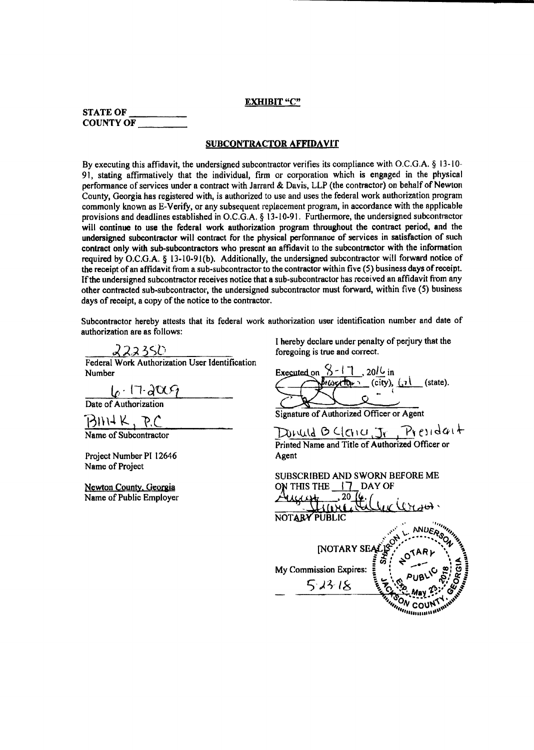**EXHIBIT "C"**

STATE OF \_\_\_\_\_\_\_\_\_\_
COUNTY OF \_\_\_\_\_\_\_\_\_

**SUBCONTRACTOR AFFIDAVIT**

By executing this affidavit, the undersigned subcontractor verifies its compliance with O.C.G.A. § 13-10-91, stating affirmatively that the individual, firm or corporation which is engaged in the physical performance of services under a contract with Jarrard & Davis, LLP (the contractor) on behalf of Newton County, Georgia has registered with, is authorized to use and uses the federal work authorization program commonly known as E-Verify, or any subsequent replacement program, in accordance with the applicable provisions and deadlines established in O.C.G.A. § 13-10-91. Furthermore, the undersigned subcontractor will continue to use the federal work authorization program throughout the contract period, and the undersigned subcontractor will contract for the physical performance of services in satisfaction of such contract only with sub-subcontractors who present an affidavit to the subcontractor with the information required by O.C.G.A. § 13-10-91(b). Additionally, the undersigned subcontractor will forward notice of the receipt of an affidavit from a sub-subcontractor to the contractor within five (5) business days of receipt. If the undersigned subcontractor receives notice that a sub-subcontractor has received an affidavit from any other contracted sub-subcontractor, the undersigned subcontractor must forward, within five (5) business days of receipt, a copy of the notice to the contractor.

Subcontractor hereby attests that its federal work authorization user identification number and date of authorization are as follows:

222350
Federal Work Authorization User Identification Number

6-17-2009
Date of Authorization

BHHK, P.C
Name of Subcontractor

Project Number PI 12646
Name of Project

Newton County, Georgia
Name of Public Employer

I hereby declare under penalty of perjury that the foregoing is true and correct.

Executed on 8-17, 2016 in Braselton (city), GA (state).

[Signature]
Signature of Authorized Officer or Agent

Donald B Clercq, Jr, President
Printed Name and Title of Authorized Officer or Agent

SUBSCRIBED AND SWORN BEFORE ME ON THIS THE 17 DAY OF August, 2016.

[Signature]
NOTARY PUBLIC

[NOTARY SEAL]

My Commission Expires:
5-23-18